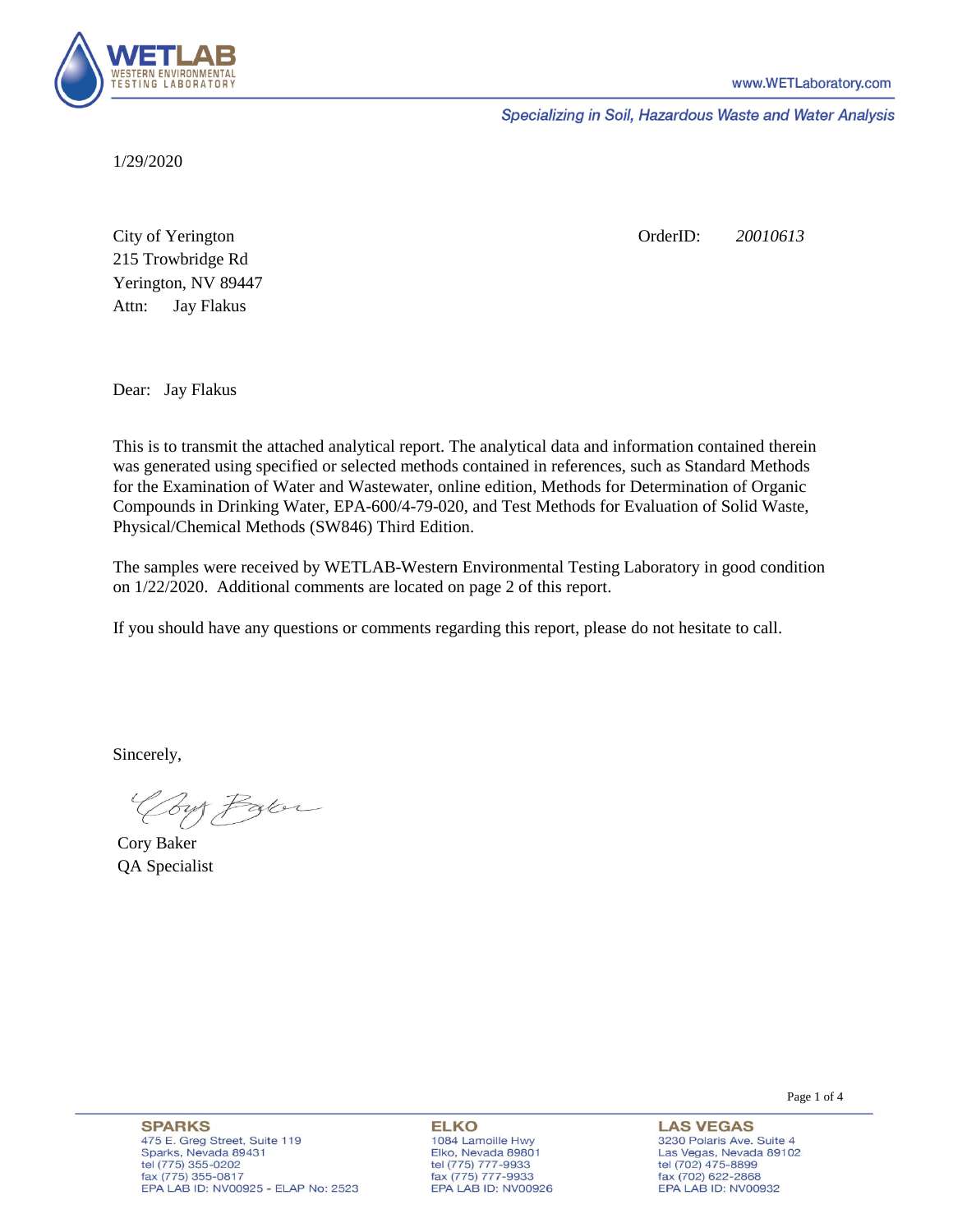WETLAB
WESTERN ENVIRONMENTAL TESTING LABORATORY

www.WETLaboratory.com

*Specializing in Soil, Hazardous Waste and Water Analysis*

1/29/2020

City of Yerington
215 Trowbridge Rd
Yerington, NV 89447
Attn: Jay Flakus

OrderID: *20010613*

Dear: Jay Flakus

This is to transmit the attached analytical report. The analytical data and information contained therein was generated using specified or selected methods contained in references, such as Standard Methods for the Examination of Water and Wastewater, online edition, Methods for Determination of Organic Compounds in Drinking Water, EPA-600/4-79-020, and Test Methods for Evaluation of Solid Waste, Physical/Chemical Methods (SW846) Third Edition.

The samples were received by WETLAB-Western Environmental Testing Laboratory in good condition on 1/22/2020. Additional comments are located on page 2 of this report.

If you should have any questions or comments regarding this report, please do not hesitate to call.

Sincerely,

Cory Baker
QA Specialist

**SPARKS**
475 E. Greg Street, Suite 119
Sparks, Nevada 89431
tel (775) 355-0202
fax (775) 355-0817
EPA LAB ID: NV00925 - ELAP No: 2523

**ELKO**
1084 Lamoille Hwy
Elko, Nevada 89801
tel (775) 777-9933
fax (775) 777-9933
EPA LAB ID: NV00926

**LAS VEGAS**
3230 Polaris Ave. Suite 4
Las Vegas, Nevada 89102
tel (702) 475-8899
fax (702) 622-2868
EPA LAB ID: NV00932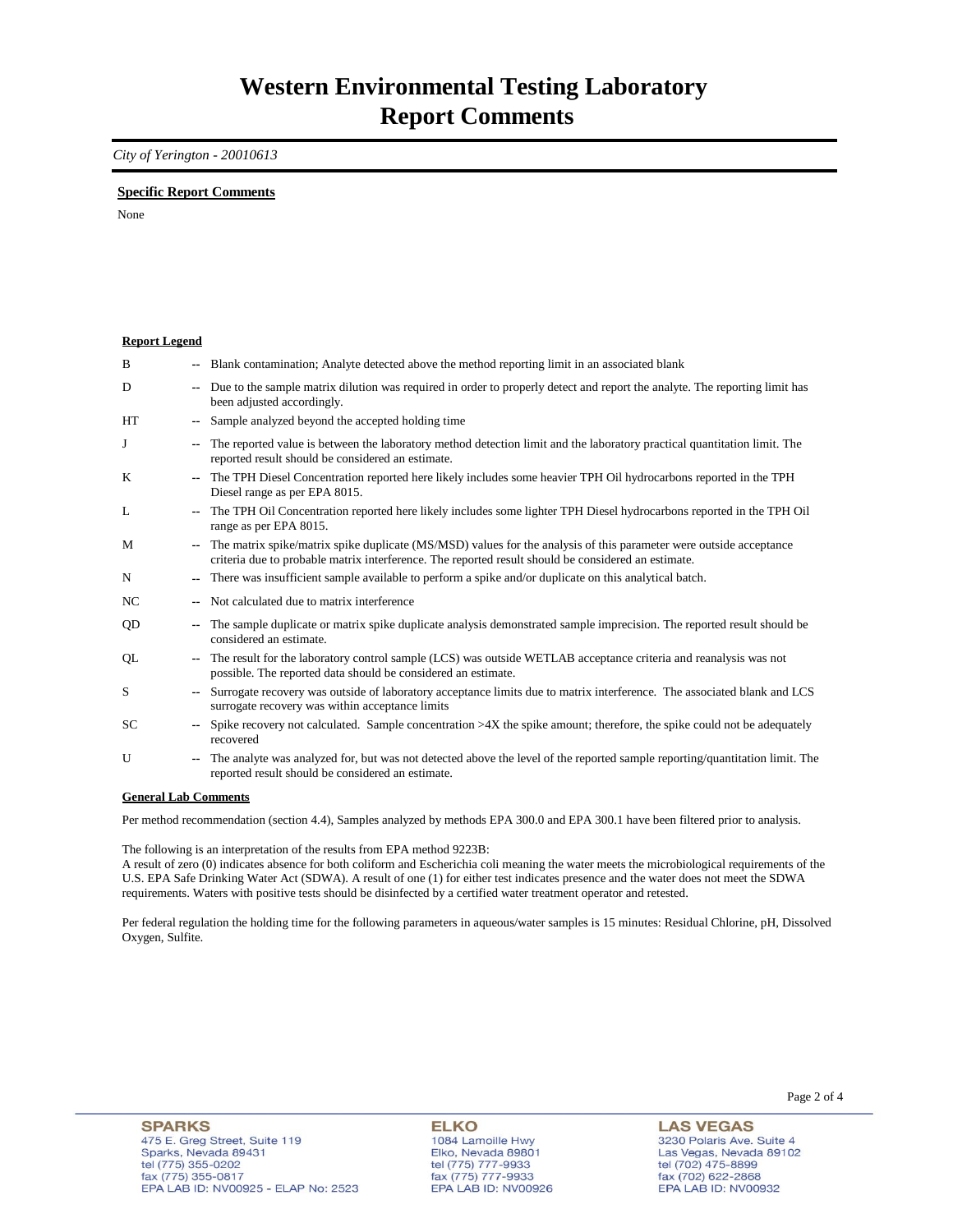# Western Environmental Testing Laboratory
# Report Comments

*City of Yerington - 20010613*

**Specific Report Comments**

None

**Report Legend**

| | | |
|---|---|---|
| B | -- | Blank contamination; Analyte detected above the method reporting limit in an associated blank |
| D | -- | Due to the sample matrix dilution was required in order to properly detect and report the analyte. The reporting limit has been adjusted accordingly. |
| HT | -- | Sample analyzed beyond the accepted holding time |
| J | -- | The reported value is between the laboratory method detection limit and the laboratory practical quantitation limit. The reported result should be considered an estimate. |
| K | -- | The TPH Diesel Concentration reported here likely includes some heavier TPH Oil hydrocarbons reported in the TPH Diesel range as per EPA 8015. |
| L | -- | The TPH Oil Concentration reported here likely includes some lighter TPH Diesel hydrocarbons reported in the TPH Oil range as per EPA 8015. |
| M | -- | The matrix spike/matrix spike duplicate (MS/MSD) values for the analysis of this parameter were outside acceptance criteria due to probable matrix interference. The reported result should be considered an estimate. |
| N | -- | There was insufficient sample available to perform a spike and/or duplicate on this analytical batch. |
| NC | -- | Not calculated due to matrix interference |
| QD | -- | The sample duplicate or matrix spike duplicate analysis demonstrated sample imprecision. The reported result should be considered an estimate. |
| QL | -- | The result for the laboratory control sample (LCS) was outside WETLAB acceptance criteria and reanalysis was not possible. The reported data should be considered an estimate. |
| S | -- | Surrogate recovery was outside of laboratory acceptance limits due to matrix interference. The associated blank and LCS surrogate recovery was within acceptance limits |
| SC | -- | Spike recovery not calculated. Sample concentration >4X the spike amount; therefore, the spike could not be adequately recovered |
| U | -- | The analyte was analyzed for, but was not detected above the level of the reported sample reporting/quantitation limit. The reported result should be considered an estimate. |

**General Lab Comments**

Per method recommendation (section 4.4), Samples analyzed by methods EPA 300.0 and EPA 300.1 have been filtered prior to analysis.

The following is an interpretation of the results from EPA method 9223B:
A result of zero (0) indicates absence for both coliform and Escherichia coli meaning the water meets the microbiological requirements of the U.S. EPA Safe Drinking Water Act (SDWA). A result of one (1) for either test indicates presence and the water does not meet the SDWA requirements. Waters with positive tests should be disinfected by a certified water treatment operator and retested.

Per federal regulation the holding time for the following parameters in aqueous/water samples is 15 minutes: Residual Chlorine, pH, Dissolved Oxygen, Sulfite.

**SPARKS**
475 E. Greg Street, Suite 119
Sparks, Nevada 89431
tel (775) 355-0202
fax (775) 355-0817
EPA LAB ID: NV00925 - ELAP No: 2523

**ELKO**
1084 Lamoille Hwy
Elko, Nevada 89801
tel (775) 777-9933
fax (775) 777-9933
EPA LAB ID: NV00926

**LAS VEGAS**
3230 Polaris Ave. Suite 4
Las Vegas, Nevada 89102
tel (702) 475-8899
fax (702) 622-2868
EPA LAB ID: NV00932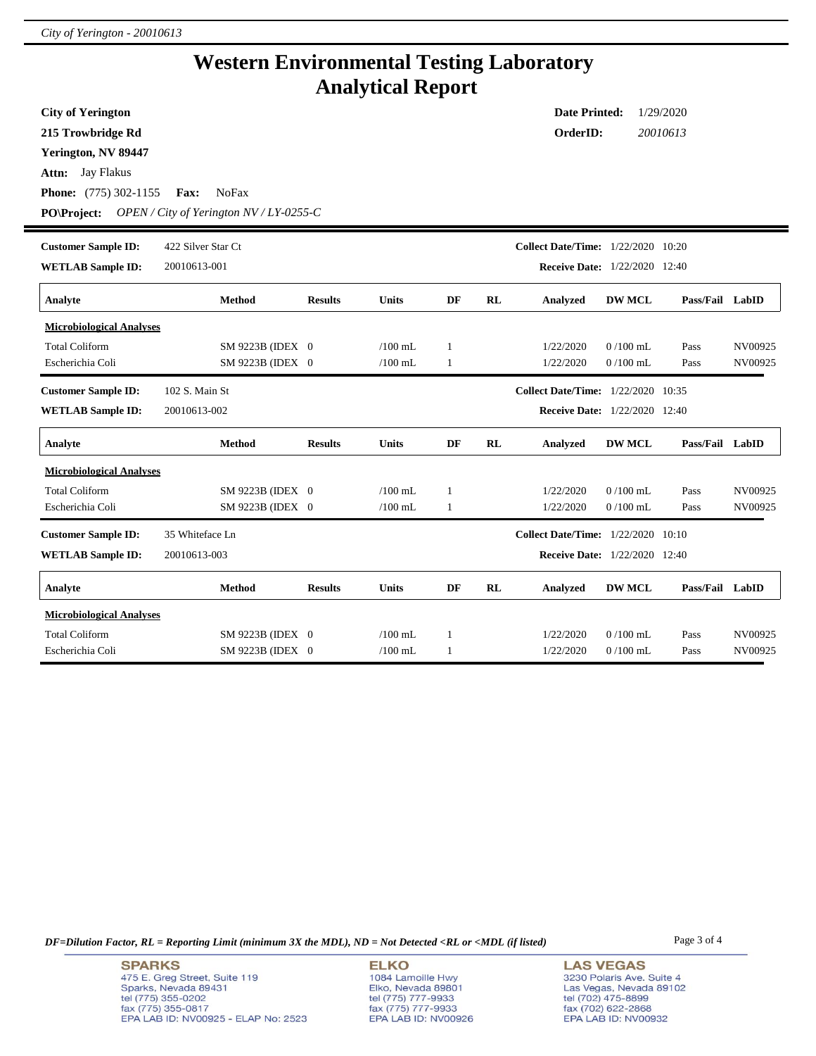# Western Environmental Testing Laboratory
# Analytical Report

**City of Yerington**
**215 Trowbridge Rd**
**Yerington, NV 89447**
**Attn:** Jay Flakus
**Phone:** (775) 302-1155 **Fax:** NoFax
**PO\Project:** *OPEN / City of Yerington NV / LY-0255-C*

**Date Printed:** 1/29/2020
**OrderID:** *20010613*

---

**Customer Sample ID:** 422 Silver Star Ct **Collect Date/Time:** 1/22/2020 10:20
**WETLAB Sample ID:** 20010613-001 **Receive Date:** 1/22/2020 12:40

| Analyte | Method | Results | Units | DF | RL | Analyzed | DW MCL | Pass/Fail | LabID |
|---|---|---|---|---|---|---|---|---|---|
| **Microbiological Analyses** | | | | | | | | | |
| Total Coliform | SM 9223B (IDEX | 0 | /100 mL | 1 | | 1/22/2020 | 0 /100 mL | Pass | NV00925 |
| Escherichia Coli | SM 9223B (IDEX | 0 | /100 mL | 1 | | 1/22/2020 | 0 /100 mL | Pass | NV00925 |

**Customer Sample ID:** 102 S. Main St **Collect Date/Time:** 1/22/2020 10:35
**WETLAB Sample ID:** 20010613-002 **Receive Date:** 1/22/2020 12:40

| Analyte | Method | Results | Units | DF | RL | Analyzed | DW MCL | Pass/Fail | LabID |
|---|---|---|---|---|---|---|---|---|---|
| **Microbiological Analyses** | | | | | | | | | |
| Total Coliform | SM 9223B (IDEX | 0 | /100 mL | 1 | | 1/22/2020 | 0 /100 mL | Pass | NV00925 |
| Escherichia Coli | SM 9223B (IDEX | 0 | /100 mL | 1 | | 1/22/2020 | 0 /100 mL | Pass | NV00925 |

**Customer Sample ID:** 35 Whiteface Ln **Collect Date/Time:** 1/22/2020 10:10
**WETLAB Sample ID:** 20010613-003 **Receive Date:** 1/22/2020 12:40

| Analyte | Method | Results | Units | DF | RL | Analyzed | DW MCL | Pass/Fail | LabID |
|---|---|---|---|---|---|---|---|---|---|
| **Microbiological Analyses** | | | | | | | | | |
| Total Coliform | SM 9223B (IDEX | 0 | /100 mL | 1 | | 1/22/2020 | 0 /100 mL | Pass | NV00925 |
| Escherichia Coli | SM 9223B (IDEX | 0 | /100 mL | 1 | | 1/22/2020 | 0 /100 mL | Pass | NV00925 |

*DF=Dilution Factor, RL = Reporting Limit (minimum 3X the MDL), ND = Not Detected <RL or <MDL (if listed)*

**SPARKS**
475 E. Greg Street, Suite 119
Sparks, Nevada 89431
tel (775) 355-0202
fax (775) 355-0817
EPA LAB ID: NV00925 - ELAP No: 2523

**ELKO**
1084 Lamoille Hwy
Elko, Nevada 89801
tel (775) 777-9933
fax (775) 777-9933
EPA LAB ID: NV00926

**LAS VEGAS**
3230 Polaris Ave. Suite 4
Las Vegas, Nevada 89102
tel (702) 475-8899
fax (702) 622-2868
EPA LAB ID: NV00932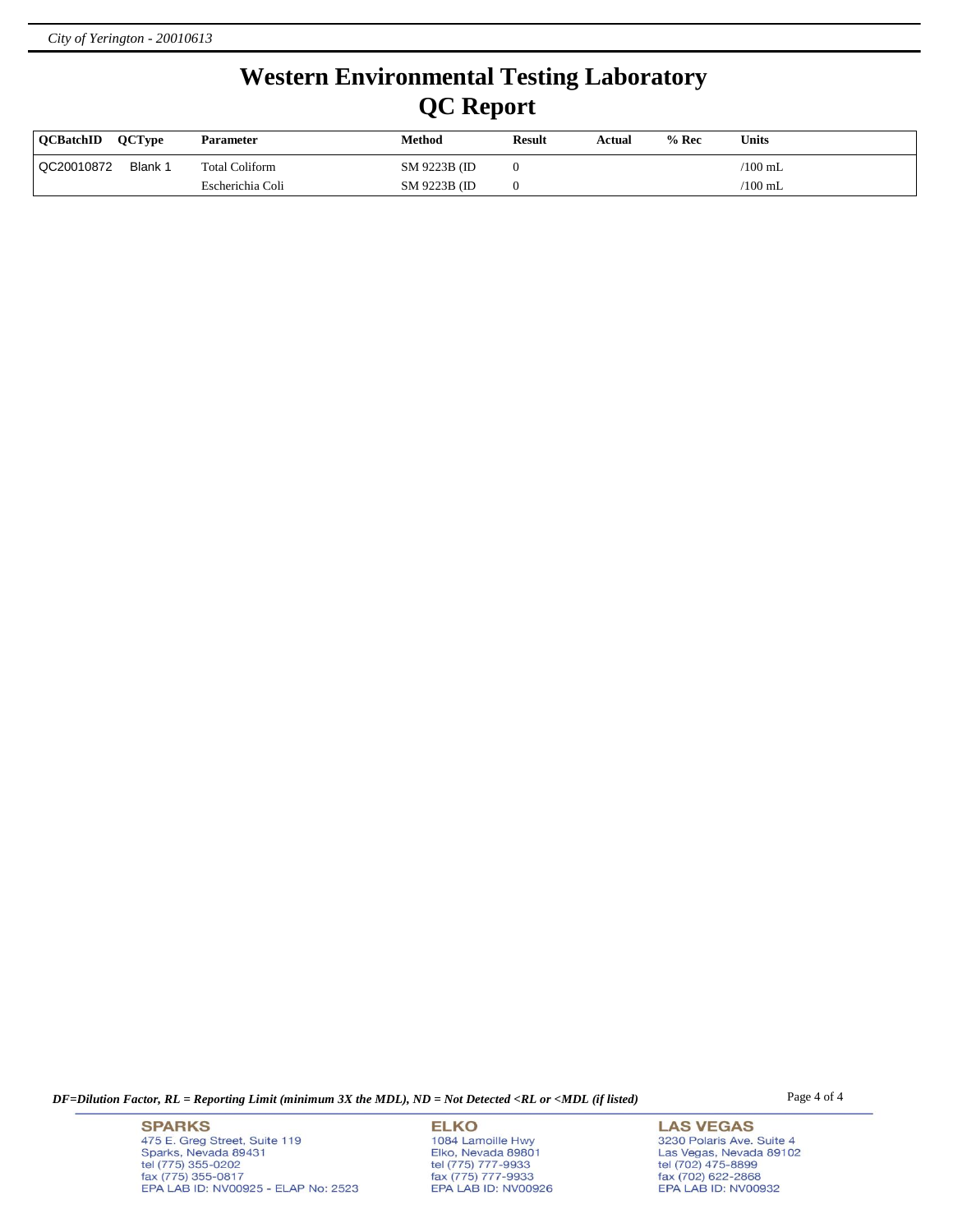# Western Environmental Testing Laboratory
# QC Report

| QCBatchID | QCType | Parameter | Method | Result | Actual | % Rec | Units |
|---|---|---|---|---|---|---|---|
| QC20010872 | Blank 1 | Total Coliform | SM 9223B (ID | 0 | | | /100 mL |
| | | Escherichia Coli | SM 9223B (ID | 0 | | | /100 mL |

*DF=Dilution Factor, RL = Reporting Limit (minimum 3X the MDL), ND = Not Detected <RL or <MDL (if listed)*

**SPARKS**
475 E. Greg Street, Suite 119
Sparks, Nevada 89431
tel (775) 355-0202
fax (775) 355-0817
EPA LAB ID: NV00925 - ELAP No: 2523

**ELKO**
1084 Lamoille Hwy
Elko, Nevada 89801
tel (775) 777-9933
fax (775) 777-9933
EPA LAB ID: NV00926

**LAS VEGAS**
3230 Polaris Ave. Suite 4
Las Vegas, Nevada 89102
tel (702) 475-8899
fax (702) 622-2868
EPA LAB ID: NV00932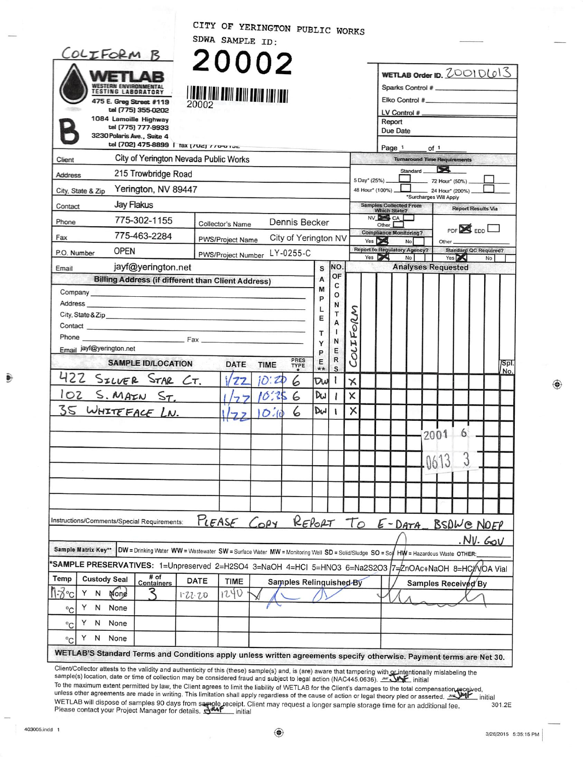COLIFORM B

CITY OF YERINGTON PUBLIC WORKS

SDWA SAMPLE ID:

# 20002

20002

**WETLAB**
WESTERN ENVIRONMENTAL TESTING LABORATORY

475 E. Greg Street #119
tel (775) 355-0202

1084 Lamoille Highway
tel (775) 777-9933

3230 Polaris Ave., Suite 4
tel (702) 475-8899 | fax (702) 776-6152

B

**WETLAB Order ID.** 20010613

Sparks Control #

Elko Control #

LV Control #

Report Due Date

Page 1 of 1

| | | | |
|---|---|---|---|
| Client | City of Yerington Nevada Public Works | | |
| Address | 215 Trowbridge Road | | |
| City, State & Zip | Yerington, NV 89447 | | |
| Contact | Jay Flakus | | |
| Phone | 775-302-1155 | Collector's Name | Dennis Becker |
| Fax | 775-463-2284 | PWS/Project Name | City of Yerington NV |
| P.O. Number | OPEN | PWS/Project Number | LY-0255-C |
| Email | jayf@yerington.net | | |

**Turnaround Time Requirements**

Standard [X]
5 Day* (25%) [ ]  72 Hour* (50%) [ ]
48 Hour* (100%) [ ]  24 Hour* (200%) [ ]
*Surcharges Will Apply

Samples Collected From Which State? NV [X] CA [ ] Other [ ]

Report Results Via: PDF [X] EDD [ ] Other

Compliance Monitoring? Yes [X] No [ ]

Report to Regulatory Agency? Yes [X] No [ ]

Standard QC Required? Yes [X] No [ ]

**Billing Address (if different than Client Address)**

Company
Address
City, State & Zip
Contact
Phone  Fax
Email jayf@yerington.net

**Analyses Requested**

| SAMPLE ID/LOCATION | DATE | TIME | PRES TYPE* | SAMPLE TYPE** | NO. OF CONTAINERS | COLIFORM | Spl. No. |
|---|---|---|---|---|---|---|---|
| 422 SILVER STAR CT. | 1/22 | 10:20 | 6 | DW | 1 | X | |
| 102 S. MAIN ST. | 1/22 | 10:35 | 6 | DW | 1 | X | |
| 35 WHITEFACE LN. | 1/22 | 10:10 | 6 | DW | 1 | X | |

2001 6
0613 3

Instructions/Comments/Special Requirements: PLEASE COPY REPORT TO E-DATA_BSDW@NDEP.NV.GOV

**Sample Matrix Key**** DW = Drinking Water WW = Wastewater SW = Surface Water MW = Monitoring Well SD = Solid/Sludge SO = Soil HW = Hazardous Waste OTHER:

***SAMPLE PRESERVATIONS:** 1=Unpreserved 2=H2SO4 3=NaOH 4=HCl 5=HNO3 6=Na2S2O3 7=ZnOAc+NaOH 8=HCl/VOA Vial

| Temp | Custody Seal | # of Containers | DATE | TIME | Samples Relinquished By | Samples Received By |
|---|---|---|---|---|---|---|
| 11.8 °C | Y N None | 3 | 1-22-20 | 1240 | [signature] | [signature] |
| °C | Y N None | | | | | |
| °C | Y N None | | | | | |
| °C | Y N None | | | | | |

**WETLAB'S Standard Terms and Conditions apply unless written agreements specify otherwise. Payment terms are Net 30.**

Client/Collector attests to the validity and authenticity of this (these) sample(s) and, is (are) aware that tampering with or intentionally mislabeling the sample(s) location, date or time of collection may be considered fraud and subject to legal action (NAC445.0636). JMF initial

To the maximum extent permitted by law, the Client agrees to limit the liability of WETLAB for the Client's damages to the total compensation received, unless other agreements are made in writing. This limitation shall apply regardless of the cause of action or legal theory pled or asserted. JMF initial

WETLAB will dispose of samples 90 days from sample receipt. Client may request a longer sample storage time for an additional fee. Please contact your Project Manager for details. JMF initial

301.2E

403005.indd 1    3/26/2015 5:35:15 PM